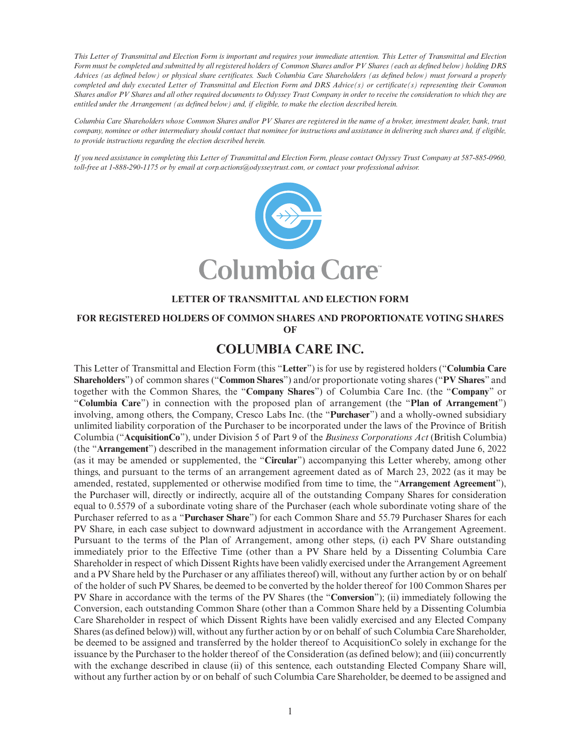*This Letter of Transmittal and Election Form is important and requires your immediate attention. This Letter of Transmittal and Election Form must be completed and submitted by all registered holders of Common Shares and/or PV Shares (each as defined below) holding DRS Advices (as defined below) or physical share certificates. Such Columbia Care Shareholders (as defined below) must forward a properly completed and duly executed Letter of Transmittal and Election Form and DRS Advice(s) or certificate(s) representing their Common Shares and/or PV Shares and all other required documents to Odyssey Trust Company in order to receive the consideration to which they are entitled under the Arrangement (as defined below) and, if eligible, to make the election described herein.*

*Columbia Care Shareholders whose Common Shares and/or PV Shares are registered in the name of a broker, investment dealer, bank, trust company, nominee or other intermediary should contact that nominee for instructions and assistance in delivering such shares and, if eligible, to provide instructions regarding the election described herein.*

*If you need assistance in completing this Letter of Transmittal and Election Form, please contact Odyssey Trust Company at 587-885-0960, toll-free at 1-888-290-1175 or by email at corp.actions@odysseytrust.com, or contact your professional advisor.*

Columbia Care™

**LETTER OF TRANSMITTAL AND ELECTION FORM**

**FOR REGISTERED HOLDERS OF COMMON SHARES AND PROPORTIONATE VOTING SHARES OF**

# COLUMBIA CARE INC.

This Letter of Transmittal and Election Form (this "**Letter**") is for use by registered holders ("**Columbia Care Shareholders**") of common shares ("**Common Shares**") and/or proportionate voting shares ("**PV Shares**" and together with the Common Shares, the "**Company Shares**") of Columbia Care Inc. (the "**Company**" or "**Columbia Care**") in connection with the proposed plan of arrangement (the "**Plan of Arrangement**") involving, among others, the Company, Cresco Labs Inc. (the "**Purchaser**") and a wholly-owned subsidiary unlimited liability corporation of the Purchaser to be incorporated under the laws of the Province of British Columbia ("**AcquisitionCo**"), under Division 5 of Part 9 of the *Business Corporations Act* (British Columbia) (the "**Arrangement**") described in the management information circular of the Company dated June 6, 2022 (as it may be amended or supplemented, the "**Circular**") accompanying this Letter whereby, among other things, and pursuant to the terms of an arrangement agreement dated as of March 23, 2022 (as it may be amended, restated, supplemented or otherwise modified from time to time, the "**Arrangement Agreement**"), the Purchaser will, directly or indirectly, acquire all of the outstanding Company Shares for consideration equal to 0.5579 of a subordinate voting share of the Purchaser (each whole subordinate voting share of the Purchaser referred to as a "**Purchaser Share**") for each Common Share and 55.79 Purchaser Shares for each PV Share, in each case subject to downward adjustment in accordance with the Arrangement Agreement. Pursuant to the terms of the Plan of Arrangement, among other steps, (i) each PV Share outstanding immediately prior to the Effective Time (other than a PV Share held by a Dissenting Columbia Care Shareholder in respect of which Dissent Rights have been validly exercised under the Arrangement Agreement and a PV Share held by the Purchaser or any affiliates thereof) will, without any further action by or on behalf of the holder of such PV Shares, be deemed to be converted by the holder thereof for 100 Common Shares per PV Share in accordance with the terms of the PV Shares (the "**Conversion**"); (ii) immediately following the Conversion, each outstanding Common Share (other than a Common Share held by a Dissenting Columbia Care Shareholder in respect of which Dissent Rights have been validly exercised and any Elected Company Shares (as defined below)) will, without any further action by or on behalf of such Columbia Care Shareholder, be deemed to be assigned and transferred by the holder thereof to AcquisitionCo solely in exchange for the issuance by the Purchaser to the holder thereof of the Consideration (as defined below); and (iii) concurrently with the exchange described in clause (ii) of this sentence, each outstanding Elected Company Share will, without any further action by or on behalf of such Columbia Care Shareholder, be deemed to be assigned and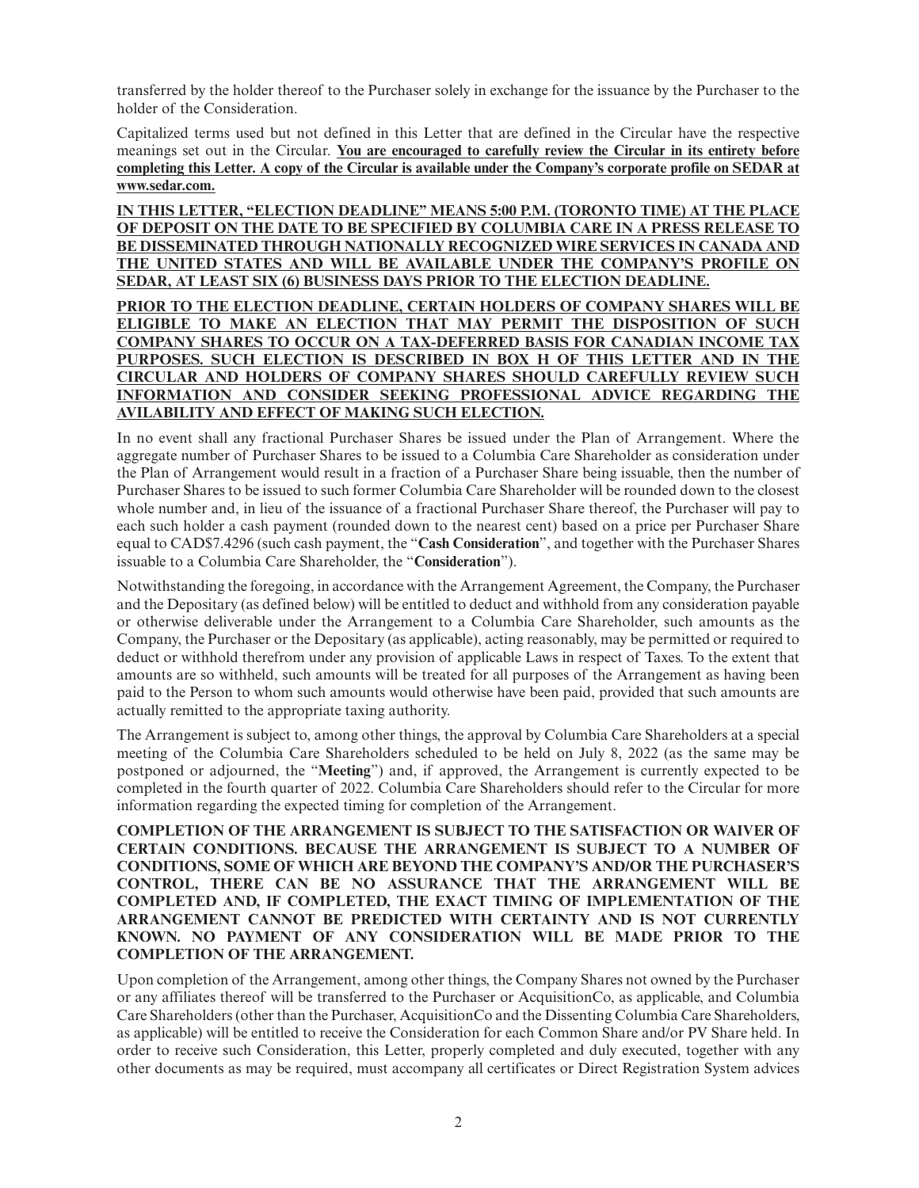transferred by the holder thereof to the Purchaser solely in exchange for the issuance by the Purchaser to the holder of the Consideration.

Capitalized terms used but not defined in this Letter that are defined in the Circular have the respective meanings set out in the Circular. **You are encouraged to carefully review the Circular in its entirety before completing this Letter. A copy of the Circular is available under the Company's corporate profile on SEDAR at www.sedar.com.**

**IN THIS LETTER, "ELECTION DEADLINE" MEANS 5:00 P.M. (TORONTO TIME) AT THE PLACE OF DEPOSIT ON THE DATE TO BE SPECIFIED BY COLUMBIA CARE IN A PRESS RELEASE TO BE DISSEMINATED THROUGH NATIONALLY RECOGNIZED WIRE SERVICES IN CANADA AND THE UNITED STATES AND WILL BE AVAILABLE UNDER THE COMPANY'S PROFILE ON SEDAR, AT LEAST SIX (6) BUSINESS DAYS PRIOR TO THE ELECTION DEADLINE.**

**PRIOR TO THE ELECTION DEADLINE, CERTAIN HOLDERS OF COMPANY SHARES WILL BE ELIGIBLE TO MAKE AN ELECTION THAT MAY PERMIT THE DISPOSITION OF SUCH COMPANY SHARES TO OCCUR ON A TAX-DEFERRED BASIS FOR CANADIAN INCOME TAX PURPOSES. SUCH ELECTION IS DESCRIBED IN BOX H OF THIS LETTER AND IN THE CIRCULAR AND HOLDERS OF COMPANY SHARES SHOULD CAREFULLY REVIEW SUCH INFORMATION AND CONSIDER SEEKING PROFESSIONAL ADVICE REGARDING THE AVILABILITY AND EFFECT OF MAKING SUCH ELECTION.**

In no event shall any fractional Purchaser Shares be issued under the Plan of Arrangement. Where the aggregate number of Purchaser Shares to be issued to a Columbia Care Shareholder as consideration under the Plan of Arrangement would result in a fraction of a Purchaser Share being issuable, then the number of Purchaser Shares to be issued to such former Columbia Care Shareholder will be rounded down to the closest whole number and, in lieu of the issuance of a fractional Purchaser Share thereof, the Purchaser will pay to each such holder a cash payment (rounded down to the nearest cent) based on a price per Purchaser Share equal to CAD$7.4296 (such cash payment, the "**Cash Consideration**", and together with the Purchaser Shares issuable to a Columbia Care Shareholder, the "**Consideration**").

Notwithstanding the foregoing, in accordance with the Arrangement Agreement, the Company, the Purchaser and the Depositary (as defined below) will be entitled to deduct and withhold from any consideration payable or otherwise deliverable under the Arrangement to a Columbia Care Shareholder, such amounts as the Company, the Purchaser or the Depositary (as applicable), acting reasonably, may be permitted or required to deduct or withhold therefrom under any provision of applicable Laws in respect of Taxes. To the extent that amounts are so withheld, such amounts will be treated for all purposes of the Arrangement as having been paid to the Person to whom such amounts would otherwise have been paid, provided that such amounts are actually remitted to the appropriate taxing authority.

The Arrangement is subject to, among other things, the approval by Columbia Care Shareholders at a special meeting of the Columbia Care Shareholders scheduled to be held on July 8, 2022 (as the same may be postponed or adjourned, the "**Meeting**") and, if approved, the Arrangement is currently expected to be completed in the fourth quarter of 2022. Columbia Care Shareholders should refer to the Circular for more information regarding the expected timing for completion of the Arrangement.

**COMPLETION OF THE ARRANGEMENT IS SUBJECT TO THE SATISFACTION OR WAIVER OF CERTAIN CONDITIONS. BECAUSE THE ARRANGEMENT IS SUBJECT TO A NUMBER OF CONDITIONS, SOME OF WHICH ARE BEYOND THE COMPANY'S AND/OR THE PURCHASER'S CONTROL, THERE CAN BE NO ASSURANCE THAT THE ARRANGEMENT WILL BE COMPLETED AND, IF COMPLETED, THE EXACT TIMING OF IMPLEMENTATION OF THE ARRANGEMENT CANNOT BE PREDICTED WITH CERTAINTY AND IS NOT CURRENTLY KNOWN. NO PAYMENT OF ANY CONSIDERATION WILL BE MADE PRIOR TO THE COMPLETION OF THE ARRANGEMENT.**

Upon completion of the Arrangement, among other things, the Company Shares not owned by the Purchaser or any affiliates thereof will be transferred to the Purchaser or AcquisitionCo, as applicable, and Columbia Care Shareholders (other than the Purchaser, AcquisitionCo and the Dissenting Columbia Care Shareholders, as applicable) will be entitled to receive the Consideration for each Common Share and/or PV Share held. In order to receive such Consideration, this Letter, properly completed and duly executed, together with any other documents as may be required, must accompany all certificates or Direct Registration System advices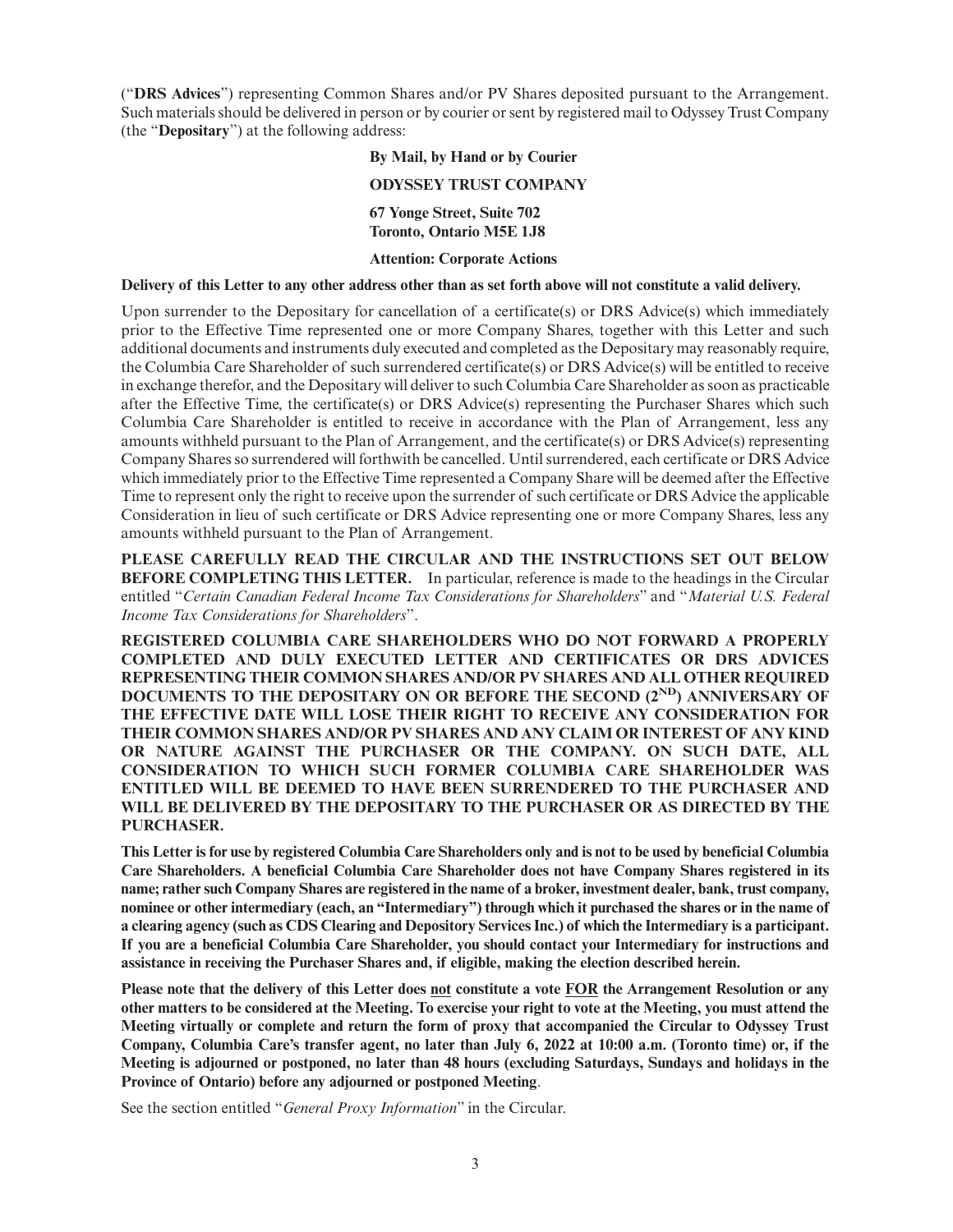("**DRS Advices**") representing Common Shares and/or PV Shares deposited pursuant to the Arrangement. Such materials should be delivered in person or by courier or sent by registered mail to Odyssey Trust Company (the "**Depositary**") at the following address:

**By Mail, by Hand or by Courier**

**ODYSSEY TRUST COMPANY**

**67 Yonge Street, Suite 702**
**Toronto, Ontario M5E 1J8**

**Attention: Corporate Actions**

**Delivery of this Letter to any other address other than as set forth above will not constitute a valid delivery.**

Upon surrender to the Depositary for cancellation of a certificate(s) or DRS Advice(s) which immediately prior to the Effective Time represented one or more Company Shares, together with this Letter and such additional documents and instruments duly executed and completed as the Depositary may reasonably require, the Columbia Care Shareholder of such surrendered certificate(s) or DRS Advice(s) will be entitled to receive in exchange therefor, and the Depositary will deliver to such Columbia Care Shareholder as soon as practicable after the Effective Time, the certificate(s) or DRS Advice(s) representing the Purchaser Shares which such Columbia Care Shareholder is entitled to receive in accordance with the Plan of Arrangement, less any amounts withheld pursuant to the Plan of Arrangement, and the certificate(s) or DRS Advice(s) representing Company Shares so surrendered will forthwith be cancelled. Until surrendered, each certificate or DRS Advice which immediately prior to the Effective Time represented a Company Share will be deemed after the Effective Time to represent only the right to receive upon the surrender of such certificate or DRS Advice the applicable Consideration in lieu of such certificate or DRS Advice representing one or more Company Shares, less any amounts withheld pursuant to the Plan of Arrangement.

**PLEASE CAREFULLY READ THE CIRCULAR AND THE INSTRUCTIONS SET OUT BELOW BEFORE COMPLETING THIS LETTER.** In particular, reference is made to the headings in the Circular entitled "*Certain Canadian Federal Income Tax Considerations for Shareholders*" and "*Material U.S. Federal Income Tax Considerations for Shareholders*".

**REGISTERED COLUMBIA CARE SHAREHOLDERS WHO DO NOT FORWARD A PROPERLY COMPLETED AND DULY EXECUTED LETTER AND CERTIFICATES OR DRS ADVICES REPRESENTING THEIR COMMON SHARES AND/OR PV SHARES AND ALL OTHER REQUIRED DOCUMENTS TO THE DEPOSITARY ON OR BEFORE THE SECOND (2ND) ANNIVERSARY OF THE EFFECTIVE DATE WILL LOSE THEIR RIGHT TO RECEIVE ANY CONSIDERATION FOR THEIR COMMON SHARES AND/OR PV SHARES AND ANY CLAIM OR INTEREST OF ANY KIND OR NATURE AGAINST THE PURCHASER OR THE COMPANY. ON SUCH DATE, ALL CONSIDERATION TO WHICH SUCH FORMER COLUMBIA CARE SHAREHOLDER WAS ENTITLED WILL BE DEEMED TO HAVE BEEN SURRENDERED TO THE PURCHASER AND WILL BE DELIVERED BY THE DEPOSITARY TO THE PURCHASER OR AS DIRECTED BY THE PURCHASER.**

**This Letter is for use by registered Columbia Care Shareholders only and is not to be used by beneficial Columbia Care Shareholders. A beneficial Columbia Care Shareholder does not have Company Shares registered in its name; rather such Company Shares are registered in the name of a broker, investment dealer, bank, trust company, nominee or other intermediary (each, an "Intermediary") through which it purchased the shares or in the name of a clearing agency (such as CDS Clearing and Depository Services Inc.) of which the Intermediary is a participant. If you are a beneficial Columbia Care Shareholder, you should contact your Intermediary for instructions and assistance in receiving the Purchaser Shares and, if eligible, making the election described herein.**

**Please note that the delivery of this Letter does not constitute a vote FOR the Arrangement Resolution or any other matters to be considered at the Meeting. To exercise your right to vote at the Meeting, you must attend the Meeting virtually or complete and return the form of proxy that accompanied the Circular to Odyssey Trust Company, Columbia Care's transfer agent, no later than July 6, 2022 at 10:00 a.m. (Toronto time) or, if the Meeting is adjourned or postponed, no later than 48 hours (excluding Saturdays, Sundays and holidays in the Province of Ontario) before any adjourned or postponed Meeting**.

See the section entitled "*General Proxy Information*" in the Circular.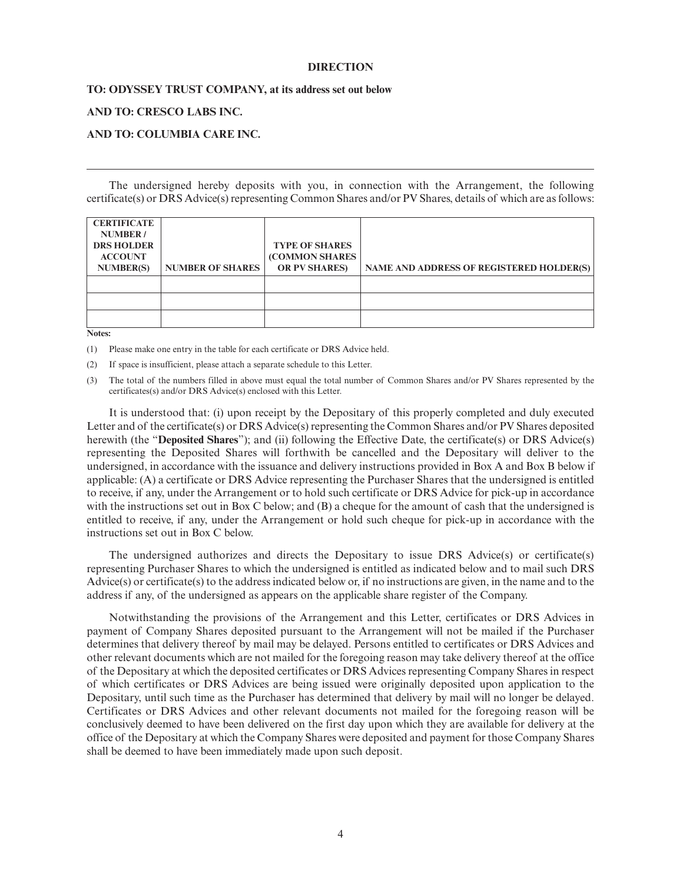**DIRECTION**

**TO: ODYSSEY TRUST COMPANY, at its address set out below**

**AND TO: CRESCO LABS INC.**

**AND TO: COLUMBIA CARE INC.**

---

The undersigned hereby deposits with you, in connection with the Arrangement, the following certificate(s) or DRS Advice(s) representing Common Shares and/or PV Shares, details of which are as follows:

| CERTIFICATE NUMBER / DRS HOLDER ACCOUNT NUMBER(S) | NUMBER OF SHARES | TYPE OF SHARES (COMMON SHARES OR PV SHARES) | NAME AND ADDRESS OF REGISTERED HOLDER(S) |
|---|---|---|---|
| | | | |
| | | | |
| | | | |

**Notes:**

(1) Please make one entry in the table for each certificate or DRS Advice held.

(2) If space is insufficient, please attach a separate schedule to this Letter.

(3) The total of the numbers filled in above must equal the total number of Common Shares and/or PV Shares represented by the certificates(s) and/or DRS Advice(s) enclosed with this Letter.

It is understood that: (i) upon receipt by the Depositary of this properly completed and duly executed Letter and of the certificate(s) or DRS Advice(s) representing the Common Shares and/or PV Shares deposited herewith (the "**Deposited Shares**"); and (ii) following the Effective Date, the certificate(s) or DRS Advice(s) representing the Deposited Shares will forthwith be cancelled and the Depositary will deliver to the undersigned, in accordance with the issuance and delivery instructions provided in Box A and Box B below if applicable: (A) a certificate or DRS Advice representing the Purchaser Shares that the undersigned is entitled to receive, if any, under the Arrangement or to hold such certificate or DRS Advice for pick-up in accordance with the instructions set out in Box C below; and (B) a cheque for the amount of cash that the undersigned is entitled to receive, if any, under the Arrangement or hold such cheque for pick-up in accordance with the instructions set out in Box C below.

The undersigned authorizes and directs the Depositary to issue DRS Advice(s) or certificate(s) representing Purchaser Shares to which the undersigned is entitled as indicated below and to mail such DRS Advice(s) or certificate(s) to the address indicated below or, if no instructions are given, in the name and to the address if any, of the undersigned as appears on the applicable share register of the Company.

Notwithstanding the provisions of the Arrangement and this Letter, certificates or DRS Advices in payment of Company Shares deposited pursuant to the Arrangement will not be mailed if the Purchaser determines that delivery thereof by mail may be delayed. Persons entitled to certificates or DRS Advices and other relevant documents which are not mailed for the foregoing reason may take delivery thereof at the office of the Depositary at which the deposited certificates or DRS Advices representing Company Shares in respect of which certificates or DRS Advices are being issued were originally deposited upon application to the Depositary, until such time as the Purchaser has determined that delivery by mail will no longer be delayed. Certificates or DRS Advices and other relevant documents not mailed for the foregoing reason will be conclusively deemed to have been delivered on the first day upon which they are available for delivery at the office of the Depositary at which the Company Shares were deposited and payment for those Company Shares shall be deemed to have been immediately made upon such deposit.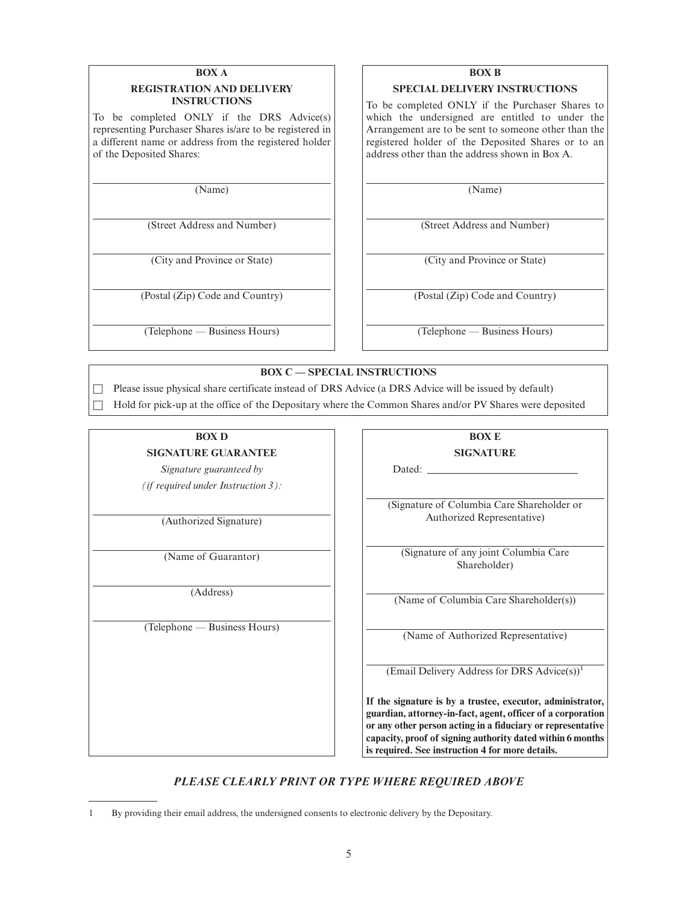**BOX A**

**REGISTRATION AND DELIVERY INSTRUCTIONS**

To be completed ONLY if the DRS Advice(s) representing Purchaser Shares is/are to be registered in a different name or address from the registered holder of the Deposited Shares:

\_\_\_\_\_\_\_\_\_\_\_\_\_\_\_\_\_\_\_\_\_\_\_\_\_\_\_\_\_\_\_\_
(Name)

\_\_\_\_\_\_\_\_\_\_\_\_\_\_\_\_\_\_\_\_\_\_\_\_\_\_\_\_\_\_\_\_
(Street Address and Number)

\_\_\_\_\_\_\_\_\_\_\_\_\_\_\_\_\_\_\_\_\_\_\_\_\_\_\_\_\_\_\_\_
(City and Province or State)

\_\_\_\_\_\_\_\_\_\_\_\_\_\_\_\_\_\_\_\_\_\_\_\_\_\_\_\_\_\_\_\_
(Postal (Zip) Code and Country)

\_\_\_\_\_\_\_\_\_\_\_\_\_\_\_\_\_\_\_\_\_\_\_\_\_\_\_\_\_\_\_\_
(Telephone — Business Hours)

**BOX B**

**SPECIAL DELIVERY INSTRUCTIONS**

To be completed ONLY if the Purchaser Shares to which the undersigned are entitled to under the Arrangement are to be sent to someone other than the registered holder of the Deposited Shares or to an address other than the address shown in Box A.

\_\_\_\_\_\_\_\_\_\_\_\_\_\_\_\_\_\_\_\_\_\_\_\_\_\_\_\_\_\_\_\_
(Name)

\_\_\_\_\_\_\_\_\_\_\_\_\_\_\_\_\_\_\_\_\_\_\_\_\_\_\_\_\_\_\_\_
(Street Address and Number)

\_\_\_\_\_\_\_\_\_\_\_\_\_\_\_\_\_\_\_\_\_\_\_\_\_\_\_\_\_\_\_\_
(City and Province or State)

\_\_\_\_\_\_\_\_\_\_\_\_\_\_\_\_\_\_\_\_\_\_\_\_\_\_\_\_\_\_\_\_
(Postal (Zip) Code and Country)

\_\_\_\_\_\_\_\_\_\_\_\_\_\_\_\_\_\_\_\_\_\_\_\_\_\_\_\_\_\_\_\_
(Telephone — Business Hours)

**BOX C — SPECIAL INSTRUCTIONS**

☐ Please issue physical share certificate instead of DRS Advice (a DRS Advice will be issued by default)

☐ Hold for pick-up at the office of the Depositary where the Common Shares and/or PV Shares were deposited

**BOX D**

**SIGNATURE GUARANTEE**

*Signature guaranteed by*
*(if required under Instruction 3):*

\_\_\_\_\_\_\_\_\_\_\_\_\_\_\_\_\_\_\_\_\_\_\_\_\_\_\_\_\_\_\_\_
(Authorized Signature)

\_\_\_\_\_\_\_\_\_\_\_\_\_\_\_\_\_\_\_\_\_\_\_\_\_\_\_\_\_\_\_\_
(Name of Guarantor)

\_\_\_\_\_\_\_\_\_\_\_\_\_\_\_\_\_\_\_\_\_\_\_\_\_\_\_\_\_\_\_\_
(Address)

\_\_\_\_\_\_\_\_\_\_\_\_\_\_\_\_\_\_\_\_\_\_\_\_\_\_\_\_\_\_\_\_
(Telephone — Business Hours)

**BOX E**

**SIGNATURE**

Dated: \_\_\_\_\_\_\_\_\_\_\_\_\_\_\_\_\_\_\_\_\_\_\_\_\_\_

\_\_\_\_\_\_\_\_\_\_\_\_\_\_\_\_\_\_\_\_\_\_\_\_\_\_\_\_\_\_\_\_
(Signature of Columbia Care Shareholder or Authorized Representative)

\_\_\_\_\_\_\_\_\_\_\_\_\_\_\_\_\_\_\_\_\_\_\_\_\_\_\_\_\_\_\_\_
(Signature of any joint Columbia Care Shareholder)

\_\_\_\_\_\_\_\_\_\_\_\_\_\_\_\_\_\_\_\_\_\_\_\_\_\_\_\_\_\_\_\_
(Name of Columbia Care Shareholder(s))

\_\_\_\_\_\_\_\_\_\_\_\_\_\_\_\_\_\_\_\_\_\_\_\_\_\_\_\_\_\_\_\_
(Name of Authorized Representative)

\_\_\_\_\_\_\_\_\_\_\_\_\_\_\_\_\_\_\_\_\_\_\_\_\_\_\_\_\_\_\_\_
(Email Delivery Address for DRS Advice(s))[1]

**If the signature is by a trustee, executor, administrator, guardian, attorney-in-fact, agent, officer of a corporation or any other person acting in a fiduciary or representative capacity, proof of signing authority dated within 6 months is required. See instruction 4 for more details.**

***PLEASE CLEARLY PRINT OR TYPE WHERE REQUIRED ABOVE***

---

1 By providing their email address, the undersigned consents to electronic delivery by the Depositary.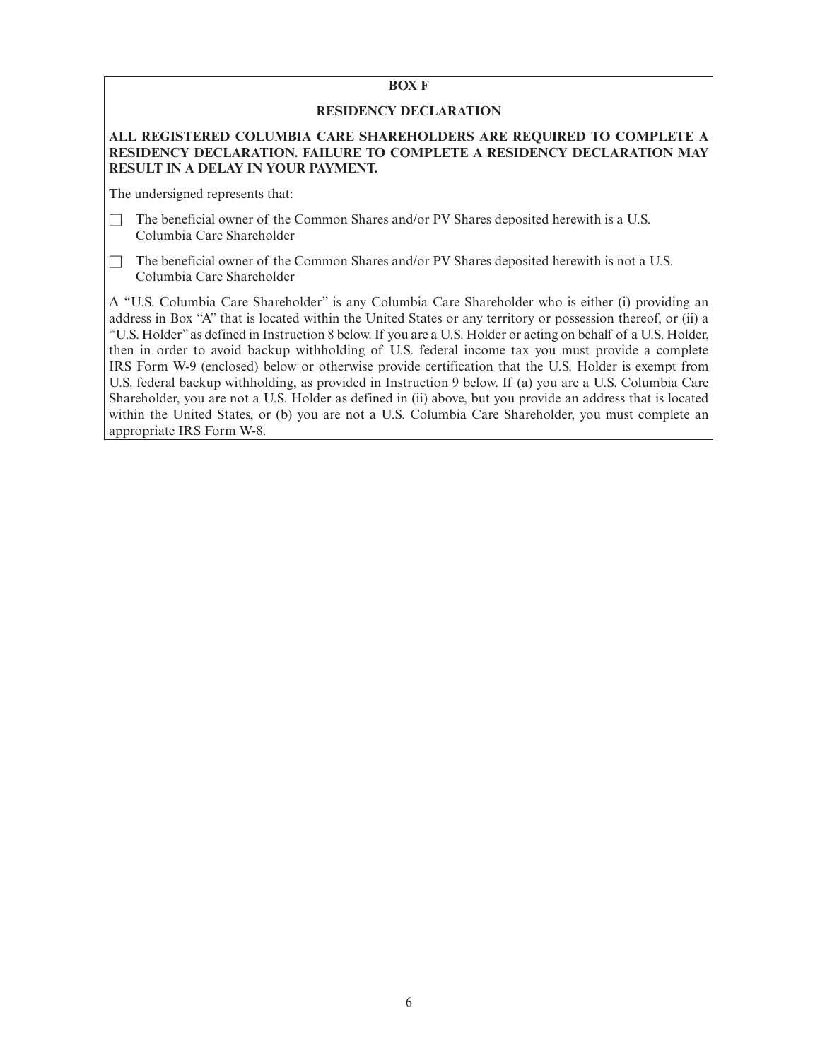**BOX F**

**RESIDENCY DECLARATION**

**ALL REGISTERED COLUMBIA CARE SHAREHOLDERS ARE REQUIRED TO COMPLETE A RESIDENCY DECLARATION. FAILURE TO COMPLETE A RESIDENCY DECLARATION MAY RESULT IN A DELAY IN YOUR PAYMENT.**

The undersigned represents that:

☐ The beneficial owner of the Common Shares and/or PV Shares deposited herewith is a U.S. Columbia Care Shareholder

☐ The beneficial owner of the Common Shares and/or PV Shares deposited herewith is not a U.S. Columbia Care Shareholder

A "U.S. Columbia Care Shareholder" is any Columbia Care Shareholder who is either (i) providing an address in Box "A" that is located within the United States or any territory or possession thereof, or (ii) a "U.S. Holder" as defined in Instruction 8 below. If you are a U.S. Holder or acting on behalf of a U.S. Holder, then in order to avoid backup withholding of U.S. federal income tax you must provide a complete IRS Form W-9 (enclosed) below or otherwise provide certification that the U.S. Holder is exempt from U.S. federal backup withholding, as provided in Instruction 9 below. If (a) you are a U.S. Columbia Care Shareholder, you are not a U.S. Holder as defined in (ii) above, but you provide an address that is located within the United States, or (b) you are not a U.S. Columbia Care Shareholder, you must complete an appropriate IRS Form W-8.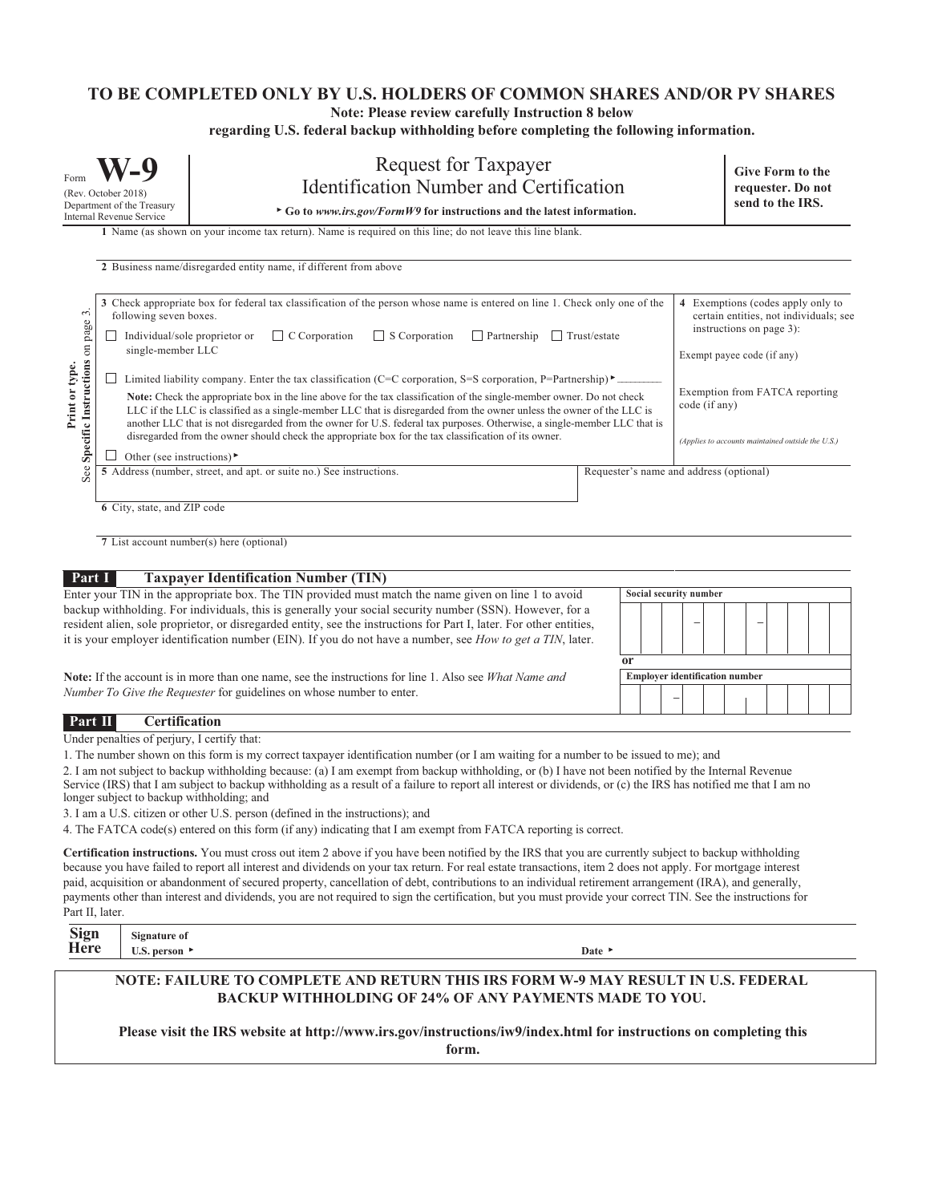# TO BE COMPLETED ONLY BY U.S. HOLDERS OF COMMON SHARES AND/OR PV SHARES

**Note: Please review carefully Instruction 8 below regarding U.S. federal backup withholding before completing the following information.**

Form **W-9**
(Rev. October 2018)
Department of the Treasury
Internal Revenue Service

## Request for Taxpayer Identification Number and Certification

▸ **Go to *www.irs.gov/FormW9* for instructions and the latest information.**

**Give Form to the requester. Do not send to the IRS.**

Print or type.
See **Specific Instructions** on page 3.

**1** Name (as shown on your income tax return). Name is required on this line; do not leave this line blank.

**2** Business name/disregarded entity name, if different from above

**3** Check appropriate box for federal tax classification of the person whose name is entered on line 1. Check only one of the following seven boxes.

☐ Individual/sole proprietor or single-member LLC ☐ C Corporation ☐ S Corporation ☐ Partnership ☐ Trust/estate

☐ Limited liability company. Enter the tax classification (C=C corporation, S=S corporation, P=Partnership) ▸ ______

**Note:** Check the appropriate box in the line above for the tax classification of the single-member owner. Do not check LLC if the LLC is classified as a single-member LLC that is disregarded from the owner unless the owner of the LLC is another LLC that is not disregarded from the owner for U.S. federal tax purposes. Otherwise, a single-member LLC that is disregarded from the owner should check the appropriate box for the tax classification of its owner.

☐ Other (see instructions) ▸

**4** Exemptions (codes apply only to certain entities, not individuals; see instructions on page 3):

Exempt payee code (if any)

Exemption from FATCA reporting code (if any)

*(Applies to accounts maintained outside the U.S.)*

**5** Address (number, street, and apt. or suite no.) See instructions.

Requester's name and address (optional)

**6** City, state, and ZIP code

**7** List account number(s) here (optional)

## Part I Taxpayer Identification Number (TIN)

Enter your TIN in the appropriate box. The TIN provided must match the name given on line 1 to avoid backup withholding. For individuals, this is generally your social security number (SSN). However, for a resident alien, sole proprietor, or disregarded entity, see the instructions for Part I, later. For other entities, it is your employer identification number (EIN). If you do not have a number, see *How to get a TIN*, later.

**Note:** If the account is in more than one name, see the instructions for line 1. Also see *What Name and Number To Give the Requester* for guidelines on whose number to enter.

**Social security number**

___ ___ ___ – ___ ___ – ___ ___ ___ ___

**or**

**Employer identification number**

___ ___ – ___ ___ ___ ___ ___ ___ ___

## Part II Certification

Under penalties of perjury, I certify that:

1. The number shown on this form is my correct taxpayer identification number (or I am waiting for a number to be issued to me); and
2. I am not subject to backup withholding because: (a) I am exempt from backup withholding, or (b) I have not been notified by the Internal Revenue Service (IRS) that I am subject to backup withholding as a result of a failure to report all interest or dividends, or (c) the IRS has notified me that I am no longer subject to backup withholding; and
3. I am a U.S. citizen or other U.S. person (defined in the instructions); and
4. The FATCA code(s) entered on this form (if any) indicating that I am exempt from FATCA reporting is correct.

**Certification instructions.** You must cross out item 2 above if you have been notified by the IRS that you are currently subject to backup withholding because you have failed to report all interest and dividends on your tax return. For real estate transactions, item 2 does not apply. For mortgage interest paid, acquisition or abandonment of secured property, cancellation of debt, contributions to an individual retirement arrangement (IRA), and generally, payments other than interest and dividends, you are not required to sign the certification, but you must provide your correct TIN. See the instructions for Part II, later.

**Sign Here** **Signature of U.S. person** ▸ **Date** ▸

**NOTE: FAILURE TO COMPLETE AND RETURN THIS IRS FORM W-9 MAY RESULT IN U.S. FEDERAL BACKUP WITHHOLDING OF 24% OF ANY PAYMENTS MADE TO YOU.**

**Please visit the IRS website at http://www.irs.gov/instructions/iw9/index.html for instructions on completing this form.**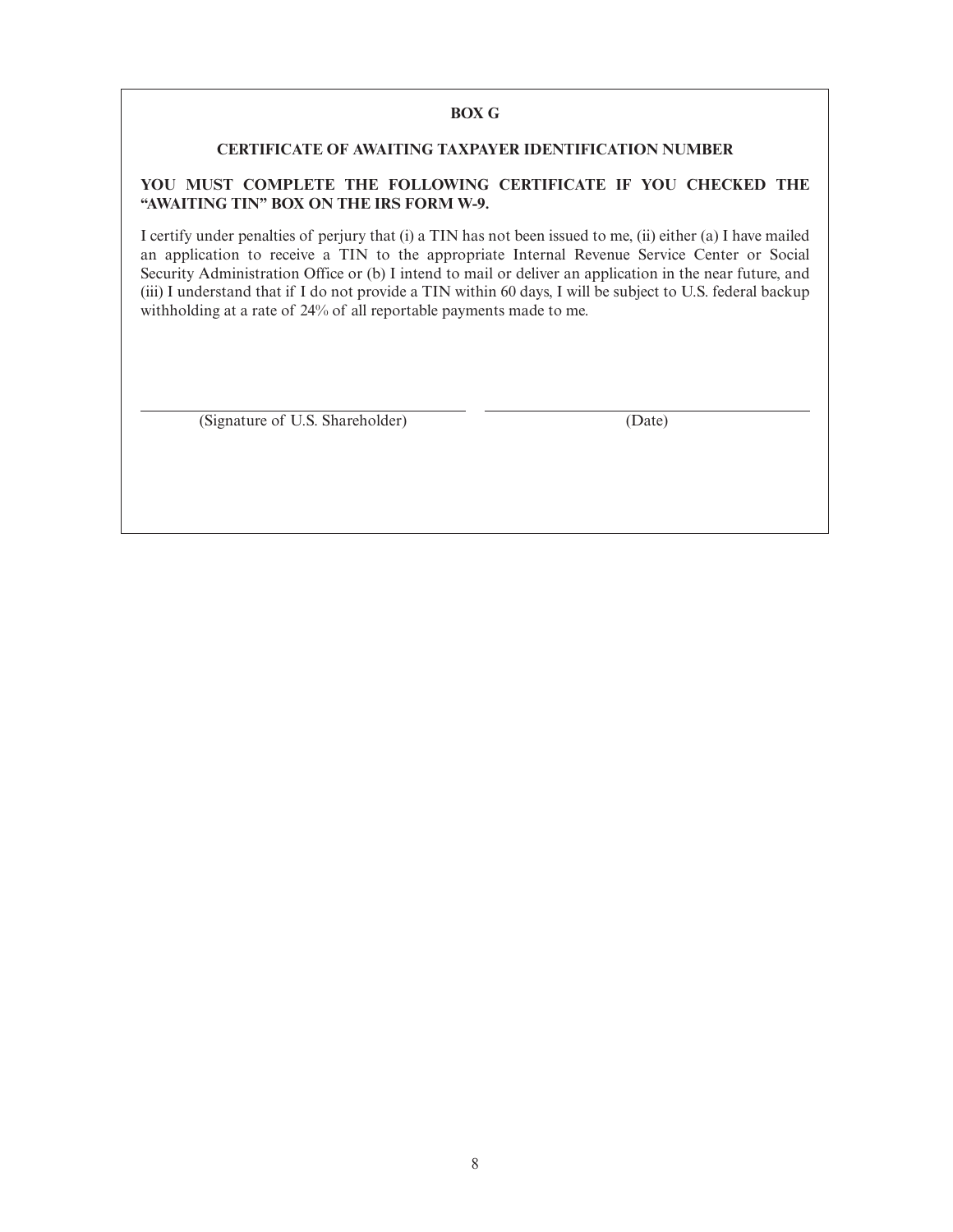**BOX G**

**CERTIFICATE OF AWAITING TAXPAYER IDENTIFICATION NUMBER**

**YOU MUST COMPLETE THE FOLLOWING CERTIFICATE IF YOU CHECKED THE "AWAITING TIN" BOX ON THE IRS FORM W-9.**

I certify under penalties of perjury that (i) a TIN has not been issued to me, (ii) either (a) I have mailed an application to receive a TIN to the appropriate Internal Revenue Service Center or Social Security Administration Office or (b) I intend to mail or deliver an application in the near future, and (iii) I understand that if I do not provide a TIN within 60 days, I will be subject to U.S. federal backup withholding at a rate of 24% of all reportable payments made to me.

______________________________ (Signature of U.S. Shareholder)

______________________________ (Date)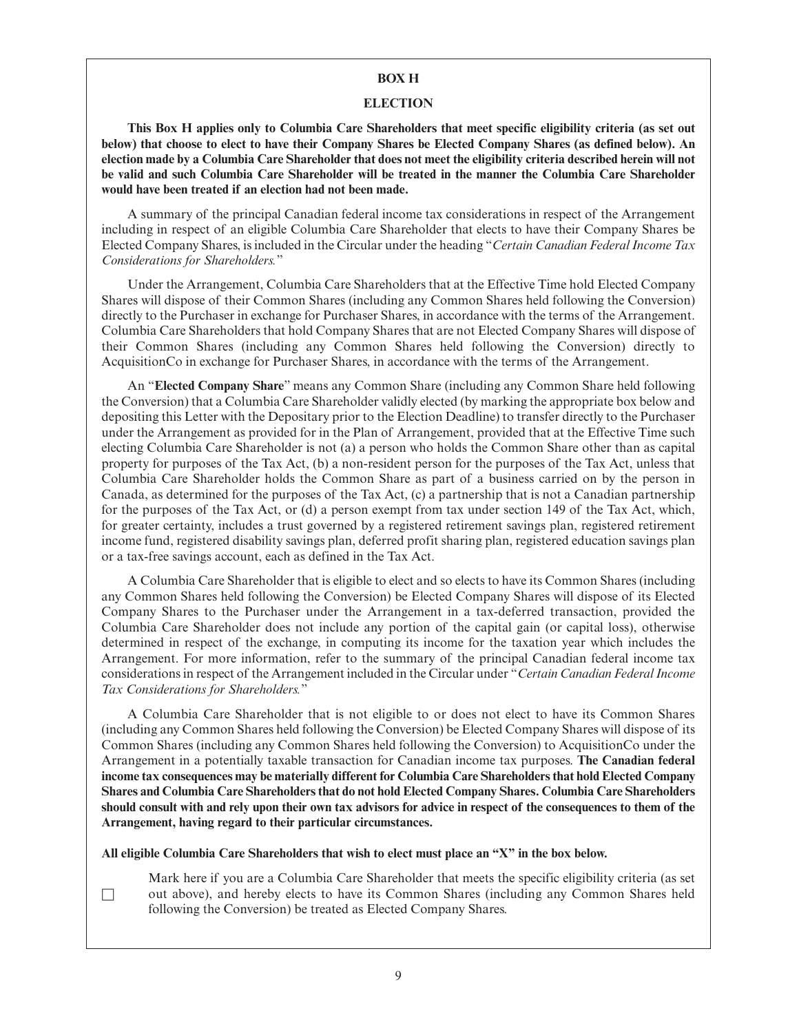## BOX H

## ELECTION

**This Box H applies only to Columbia Care Shareholders that meet specific eligibility criteria (as set out below) that choose to elect to have their Company Shares be Elected Company Shares (as defined below). An election made by a Columbia Care Shareholder that does not meet the eligibility criteria described herein will not be valid and such Columbia Care Shareholder will be treated in the manner the Columbia Care Shareholder would have been treated if an election had not been made.**

A summary of the principal Canadian federal income tax considerations in respect of the Arrangement including in respect of an eligible Columbia Care Shareholder that elects to have their Company Shares be Elected Company Shares, is included in the Circular under the heading "*Certain Canadian Federal Income Tax Considerations for Shareholders.*"

Under the Arrangement, Columbia Care Shareholders that at the Effective Time hold Elected Company Shares will dispose of their Common Shares (including any Common Shares held following the Conversion) directly to the Purchaser in exchange for Purchaser Shares, in accordance with the terms of the Arrangement. Columbia Care Shareholders that hold Company Shares that are not Elected Company Shares will dispose of their Common Shares (including any Common Shares held following the Conversion) directly to AcquisitionCo in exchange for Purchaser Shares, in accordance with the terms of the Arrangement.

An "**Elected Company Share**" means any Common Share (including any Common Share held following the Conversion) that a Columbia Care Shareholder validly elected (by marking the appropriate box below and depositing this Letter with the Depositary prior to the Election Deadline) to transfer directly to the Purchaser under the Arrangement as provided for in the Plan of Arrangement, provided that at the Effective Time such electing Columbia Care Shareholder is not (a) a person who holds the Common Share other than as capital property for purposes of the Tax Act, (b) a non-resident person for the purposes of the Tax Act, unless that Columbia Care Shareholder holds the Common Share as part of a business carried on by the person in Canada, as determined for the purposes of the Tax Act, (c) a partnership that is not a Canadian partnership for the purposes of the Tax Act, or (d) a person exempt from tax under section 149 of the Tax Act, which, for greater certainty, includes a trust governed by a registered retirement savings plan, registered retirement income fund, registered disability savings plan, deferred profit sharing plan, registered education savings plan or a tax-free savings account, each as defined in the Tax Act.

A Columbia Care Shareholder that is eligible to elect and so elects to have its Common Shares (including any Common Shares held following the Conversion) be Elected Company Shares will dispose of its Elected Company Shares to the Purchaser under the Arrangement in a tax-deferred transaction, provided the Columbia Care Shareholder does not include any portion of the capital gain (or capital loss), otherwise determined in respect of the exchange, in computing its income for the taxation year which includes the Arrangement. For more information, refer to the summary of the principal Canadian federal income tax considerations in respect of the Arrangement included in the Circular under "*Certain Canadian Federal Income Tax Considerations for Shareholders.*"

A Columbia Care Shareholder that is not eligible to or does not elect to have its Common Shares (including any Common Shares held following the Conversion) be Elected Company Shares will dispose of its Common Shares (including any Common Shares held following the Conversion) to AcquisitionCo under the Arrangement in a potentially taxable transaction for Canadian income tax purposes. **The Canadian federal income tax consequences may be materially different for Columbia Care Shareholders that hold Elected Company Shares and Columbia Care Shareholders that do not hold Elected Company Shares. Columbia Care Shareholders should consult with and rely upon their own tax advisors for advice in respect of the consequences to them of the Arrangement, having regard to their particular circumstances.**

**All eligible Columbia Care Shareholders that wish to elect must place an "X" in the box below.**

☐ Mark here if you are a Columbia Care Shareholder that meets the specific eligibility criteria (as set out above), and hereby elects to have its Common Shares (including any Common Shares held following the Conversion) be treated as Elected Company Shares.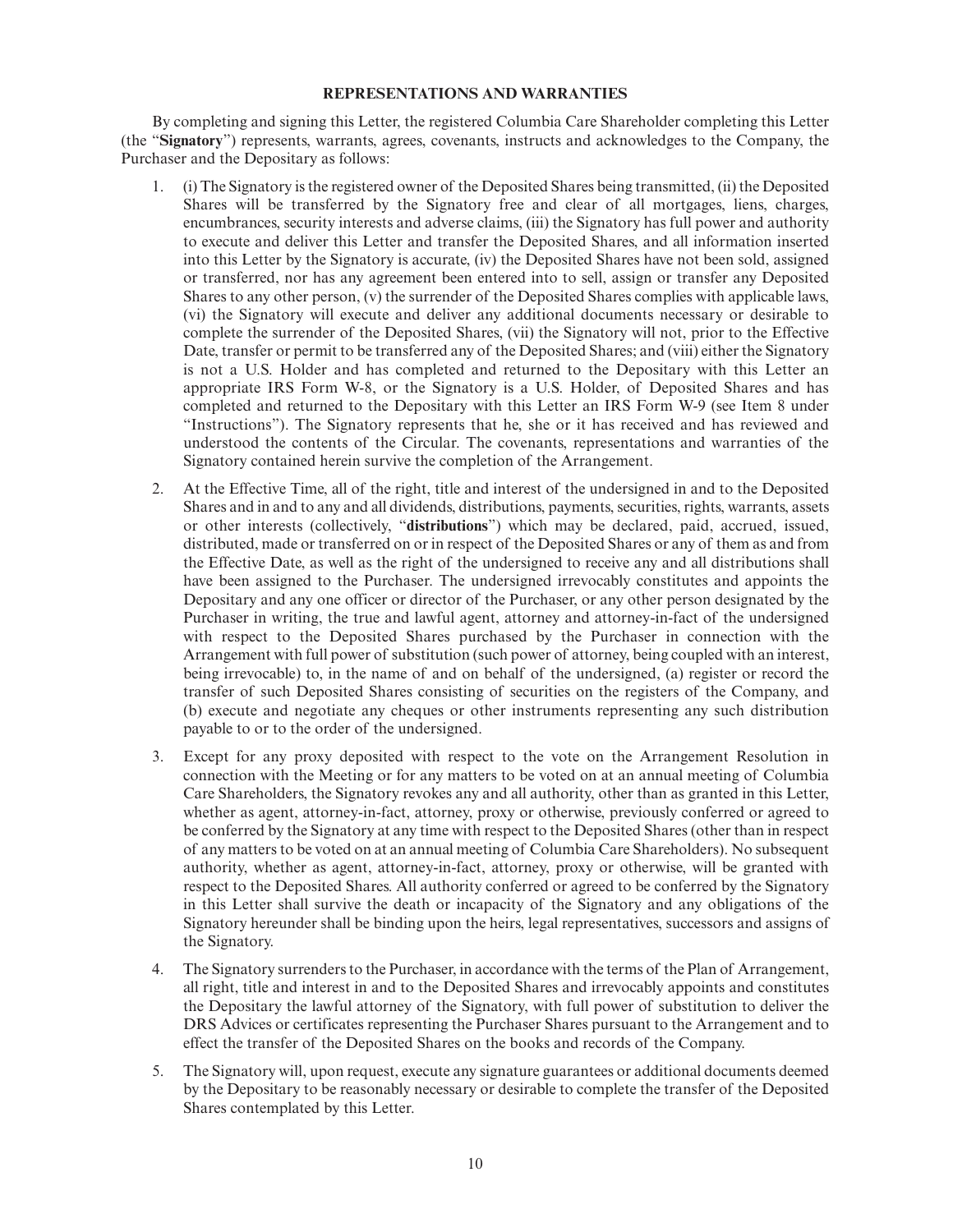**REPRESENTATIONS AND WARRANTIES**

By completing and signing this Letter, the registered Columbia Care Shareholder completing this Letter (the "**Signatory**") represents, warrants, agrees, covenants, instructs and acknowledges to the Company, the Purchaser and the Depositary as follows:

1. (i) The Signatory is the registered owner of the Deposited Shares being transmitted, (ii) the Deposited Shares will be transferred by the Signatory free and clear of all mortgages, liens, charges, encumbrances, security interests and adverse claims, (iii) the Signatory has full power and authority to execute and deliver this Letter and transfer the Deposited Shares, and all information inserted into this Letter by the Signatory is accurate, (iv) the Deposited Shares have not been sold, assigned or transferred, nor has any agreement been entered into to sell, assign or transfer any Deposited Shares to any other person, (v) the surrender of the Deposited Shares complies with applicable laws, (vi) the Signatory will execute and deliver any additional documents necessary or desirable to complete the surrender of the Deposited Shares, (vii) the Signatory will not, prior to the Effective Date, transfer or permit to be transferred any of the Deposited Shares; and (viii) either the Signatory is not a U.S. Holder and has completed and returned to the Depositary with this Letter an appropriate IRS Form W-8, or the Signatory is a U.S. Holder, of Deposited Shares and has completed and returned to the Depositary with this Letter an IRS Form W-9 (see Item 8 under "Instructions"). The Signatory represents that he, she or it has received and has reviewed and understood the contents of the Circular. The covenants, representations and warranties of the Signatory contained herein survive the completion of the Arrangement.

2. At the Effective Time, all of the right, title and interest of the undersigned in and to the Deposited Shares and in and to any and all dividends, distributions, payments, securities, rights, warrants, assets or other interests (collectively, "**distributions**") which may be declared, paid, accrued, issued, distributed, made or transferred on or in respect of the Deposited Shares or any of them as and from the Effective Date, as well as the right of the undersigned to receive any and all distributions shall have been assigned to the Purchaser. The undersigned irrevocably constitutes and appoints the Depositary and any one officer or director of the Purchaser, or any other person designated by the Purchaser in writing, the true and lawful agent, attorney and attorney-in-fact of the undersigned with respect to the Deposited Shares purchased by the Purchaser in connection with the Arrangement with full power of substitution (such power of attorney, being coupled with an interest, being irrevocable) to, in the name of and on behalf of the undersigned, (a) register or record the transfer of such Deposited Shares consisting of securities on the registers of the Company, and (b) execute and negotiate any cheques or other instruments representing any such distribution payable to or to the order of the undersigned.

3. Except for any proxy deposited with respect to the vote on the Arrangement Resolution in connection with the Meeting or for any matters to be voted on at an annual meeting of Columbia Care Shareholders, the Signatory revokes any and all authority, other than as granted in this Letter, whether as agent, attorney-in-fact, attorney, proxy or otherwise, previously conferred or agreed to be conferred by the Signatory at any time with respect to the Deposited Shares (other than in respect of any matters to be voted on at an annual meeting of Columbia Care Shareholders). No subsequent authority, whether as agent, attorney-in-fact, attorney, proxy or otherwise, will be granted with respect to the Deposited Shares. All authority conferred or agreed to be conferred by the Signatory in this Letter shall survive the death or incapacity of the Signatory and any obligations of the Signatory hereunder shall be binding upon the heirs, legal representatives, successors and assigns of the Signatory.

4. The Signatory surrenders to the Purchaser, in accordance with the terms of the Plan of Arrangement, all right, title and interest in and to the Deposited Shares and irrevocably appoints and constitutes the Depositary the lawful attorney of the Signatory, with full power of substitution to deliver the DRS Advices or certificates representing the Purchaser Shares pursuant to the Arrangement and to effect the transfer of the Deposited Shares on the books and records of the Company.

5. The Signatory will, upon request, execute any signature guarantees or additional documents deemed by the Depositary to be reasonably necessary or desirable to complete the transfer of the Deposited Shares contemplated by this Letter.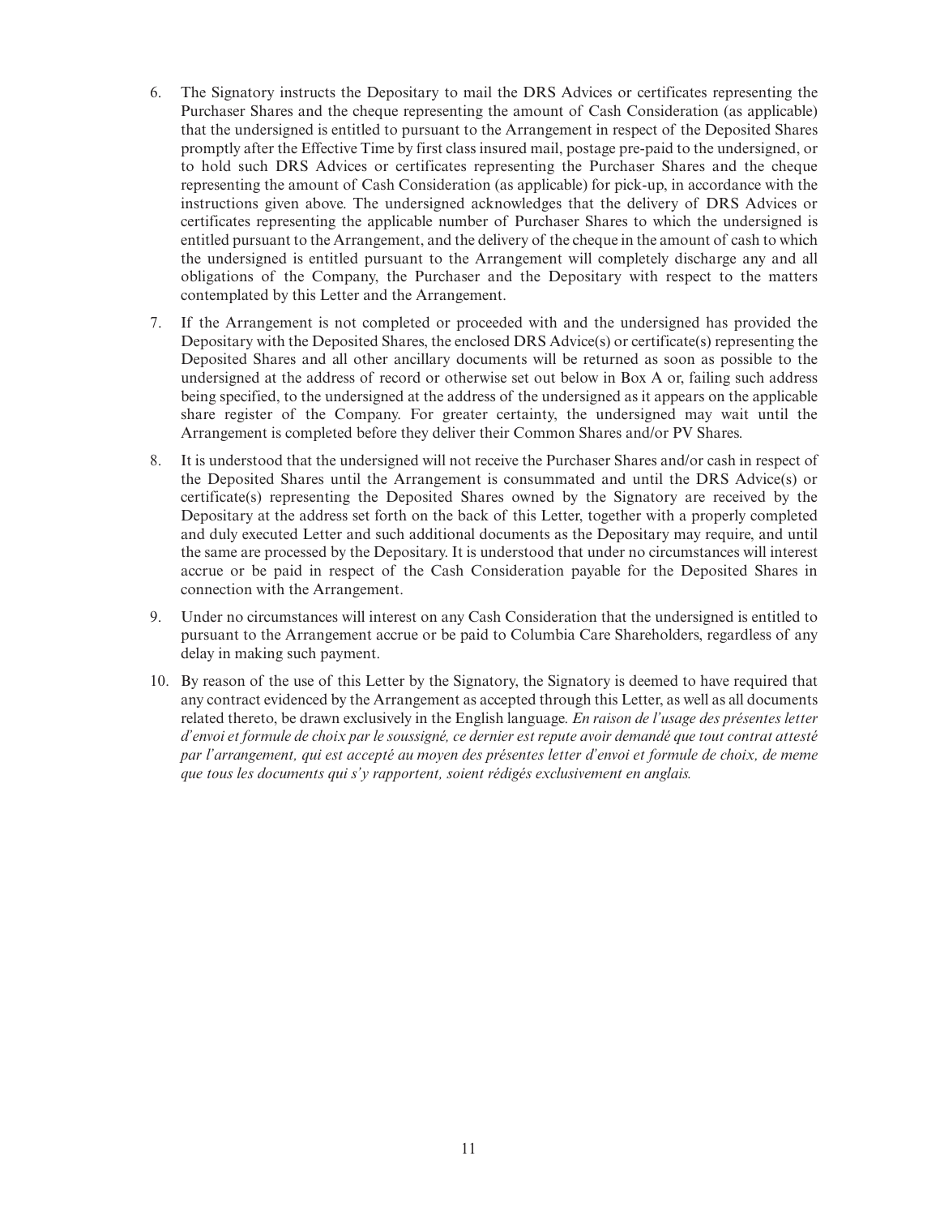6. The Signatory instructs the Depositary to mail the DRS Advices or certificates representing the Purchaser Shares and the cheque representing the amount of Cash Consideration (as applicable) that the undersigned is entitled to pursuant to the Arrangement in respect of the Deposited Shares promptly after the Effective Time by first class insured mail, postage pre-paid to the undersigned, or to hold such DRS Advices or certificates representing the Purchaser Shares and the cheque representing the amount of Cash Consideration (as applicable) for pick-up, in accordance with the instructions given above. The undersigned acknowledges that the delivery of DRS Advices or certificates representing the applicable number of Purchaser Shares to which the undersigned is entitled pursuant to the Arrangement, and the delivery of the cheque in the amount of cash to which the undersigned is entitled pursuant to the Arrangement will completely discharge any and all obligations of the Company, the Purchaser and the Depositary with respect to the matters contemplated by this Letter and the Arrangement.

7. If the Arrangement is not completed or proceeded with and the undersigned has provided the Depositary with the Deposited Shares, the enclosed DRS Advice(s) or certificate(s) representing the Deposited Shares and all other ancillary documents will be returned as soon as possible to the undersigned at the address of record or otherwise set out below in Box A or, failing such address being specified, to the undersigned at the address of the undersigned as it appears on the applicable share register of the Company. For greater certainty, the undersigned may wait until the Arrangement is completed before they deliver their Common Shares and/or PV Shares.

8. It is understood that the undersigned will not receive the Purchaser Shares and/or cash in respect of the Deposited Shares until the Arrangement is consummated and until the DRS Advice(s) or certificate(s) representing the Deposited Shares owned by the Signatory are received by the Depositary at the address set forth on the back of this Letter, together with a properly completed and duly executed Letter and such additional documents as the Depositary may require, and until the same are processed by the Depositary. It is understood that under no circumstances will interest accrue or be paid in respect of the Cash Consideration payable for the Deposited Shares in connection with the Arrangement.

9. Under no circumstances will interest on any Cash Consideration that the undersigned is entitled to pursuant to the Arrangement accrue or be paid to Columbia Care Shareholders, regardless of any delay in making such payment.

10. By reason of the use of this Letter by the Signatory, the Signatory is deemed to have required that any contract evidenced by the Arrangement as accepted through this Letter, as well as all documents related thereto, be drawn exclusively in the English language. *En raison de l'usage des présentes letter d'envoi et formule de choix par le soussigné, ce dernier est repute avoir demandé que tout contrat attesté par l'arrangement, qui est accepté au moyen des présentes letter d'envoi et formule de choix, de meme que tous les documents qui s'y rapportent, soient rédigés exclusivement en anglais.*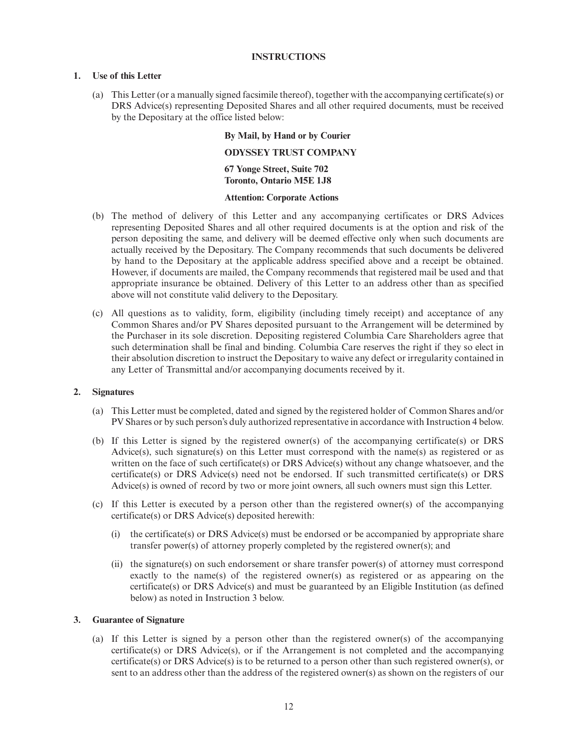## INSTRUCTIONS

### 1. Use of this Letter

(a) This Letter (or a manually signed facsimile thereof), together with the accompanying certificate(s) or DRS Advice(s) representing Deposited Shares and all other required documents, must be received by the Depositary at the office listed below:

**By Mail, by Hand or by Courier**

**ODYSSEY TRUST COMPANY**

**67 Yonge Street, Suite 702**
**Toronto, Ontario M5E 1J8**

**Attention: Corporate Actions**

(b) The method of delivery of this Letter and any accompanying certificates or DRS Advices representing Deposited Shares and all other required documents is at the option and risk of the person depositing the same, and delivery will be deemed effective only when such documents are actually received by the Depositary. The Company recommends that such documents be delivered by hand to the Depositary at the applicable address specified above and a receipt be obtained. However, if documents are mailed, the Company recommends that registered mail be used and that appropriate insurance be obtained. Delivery of this Letter to an address other than as specified above will not constitute valid delivery to the Depositary.

(c) All questions as to validity, form, eligibility (including timely receipt) and acceptance of any Common Shares and/or PV Shares deposited pursuant to the Arrangement will be determined by the Purchaser in its sole discretion. Depositing registered Columbia Care Shareholders agree that such determination shall be final and binding. Columbia Care reserves the right if they so elect in their absolution discretion to instruct the Depositary to waive any defect or irregularity contained in any Letter of Transmittal and/or accompanying documents received by it.

### 2. Signatures

(a) This Letter must be completed, dated and signed by the registered holder of Common Shares and/or PV Shares or by such person's duly authorized representative in accordance with Instruction 4 below.

(b) If this Letter is signed by the registered owner(s) of the accompanying certificate(s) or DRS Advice(s), such signature(s) on this Letter must correspond with the name(s) as registered or as written on the face of such certificate(s) or DRS Advice(s) without any change whatsoever, and the certificate(s) or DRS Advice(s) need not be endorsed. If such transmitted certificate(s) or DRS Advice(s) is owned of record by two or more joint owners, all such owners must sign this Letter.

(c) If this Letter is executed by a person other than the registered owner(s) of the accompanying certificate(s) or DRS Advice(s) deposited herewith:

(i) the certificate(s) or DRS Advice(s) must be endorsed or be accompanied by appropriate share transfer power(s) of attorney properly completed by the registered owner(s); and

(ii) the signature(s) on such endorsement or share transfer power(s) of attorney must correspond exactly to the name(s) of the registered owner(s) as registered or as appearing on the certificate(s) or DRS Advice(s) and must be guaranteed by an Eligible Institution (as defined below) as noted in Instruction 3 below.

### 3. Guarantee of Signature

(a) If this Letter is signed by a person other than the registered owner(s) of the accompanying certificate(s) or DRS Advice(s), or if the Arrangement is not completed and the accompanying certificate(s) or DRS Advice(s) is to be returned to a person other than such registered owner(s), or sent to an address other than the address of the registered owner(s) as shown on the registers of our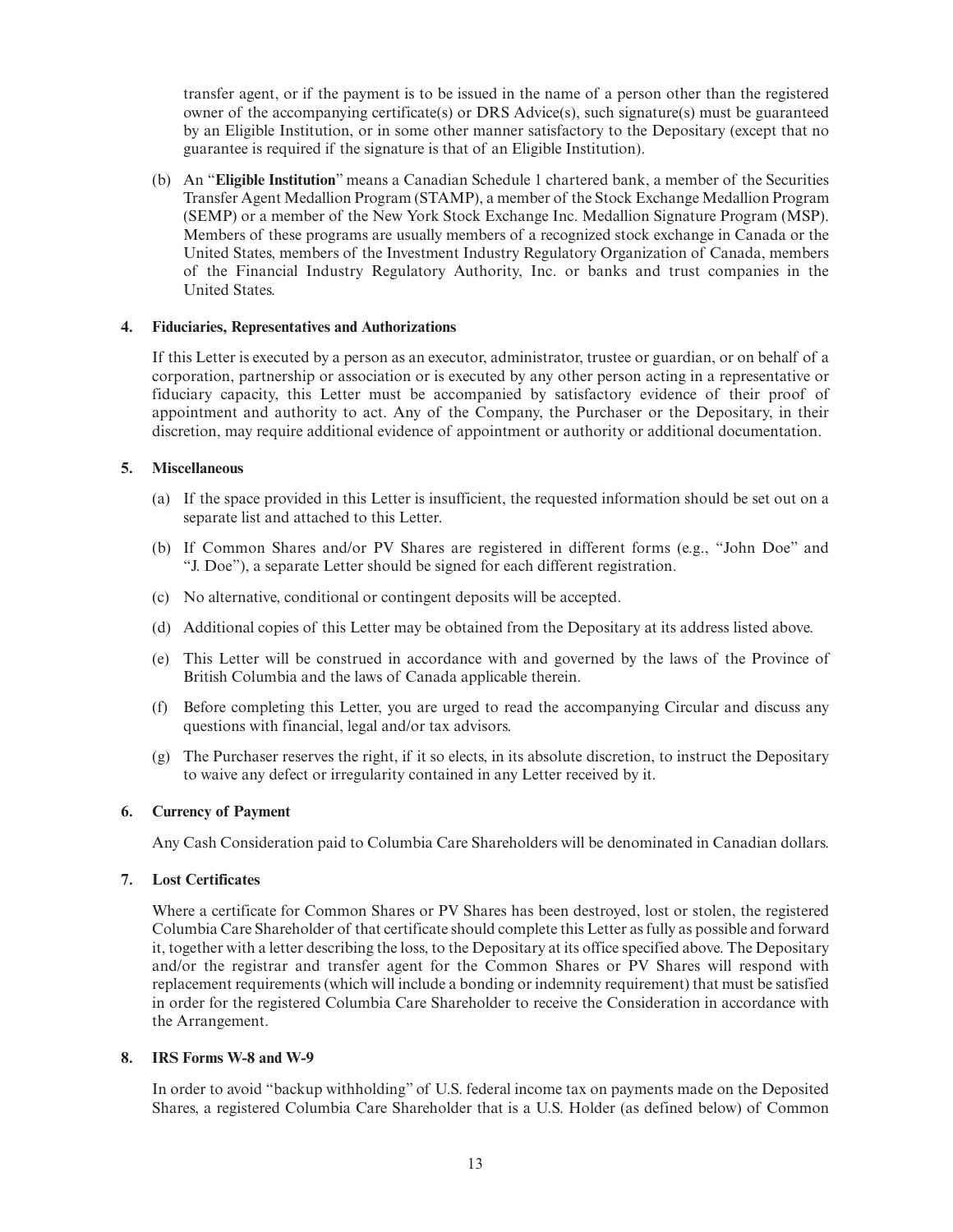transfer agent, or if the payment is to be issued in the name of a person other than the registered owner of the accompanying certificate(s) or DRS Advice(s), such signature(s) must be guaranteed by an Eligible Institution, or in some other manner satisfactory to the Depositary (except that no guarantee is required if the signature is that of an Eligible Institution).

(b) An "**Eligible Institution**" means a Canadian Schedule 1 chartered bank, a member of the Securities Transfer Agent Medallion Program (STAMP), a member of the Stock Exchange Medallion Program (SEMP) or a member of the New York Stock Exchange Inc. Medallion Signature Program (MSP). Members of these programs are usually members of a recognized stock exchange in Canada or the United States, members of the Investment Industry Regulatory Organization of Canada, members of the Financial Industry Regulatory Authority, Inc. or banks and trust companies in the United States.

**4. Fiduciaries, Representatives and Authorizations**

If this Letter is executed by a person as an executor, administrator, trustee or guardian, or on behalf of a corporation, partnership or association or is executed by any other person acting in a representative or fiduciary capacity, this Letter must be accompanied by satisfactory evidence of their proof of appointment and authority to act. Any of the Company, the Purchaser or the Depositary, in their discretion, may require additional evidence of appointment or authority or additional documentation.

**5. Miscellaneous**

(a) If the space provided in this Letter is insufficient, the requested information should be set out on a separate list and attached to this Letter.

(b) If Common Shares and/or PV Shares are registered in different forms (e.g., "John Doe" and "J. Doe"), a separate Letter should be signed for each different registration.

(c) No alternative, conditional or contingent deposits will be accepted.

(d) Additional copies of this Letter may be obtained from the Depositary at its address listed above.

(e) This Letter will be construed in accordance with and governed by the laws of the Province of British Columbia and the laws of Canada applicable therein.

(f) Before completing this Letter, you are urged to read the accompanying Circular and discuss any questions with financial, legal and/or tax advisors.

(g) The Purchaser reserves the right, if it so elects, in its absolute discretion, to instruct the Depositary to waive any defect or irregularity contained in any Letter received by it.

**6. Currency of Payment**

Any Cash Consideration paid to Columbia Care Shareholders will be denominated in Canadian dollars.

**7. Lost Certificates**

Where a certificate for Common Shares or PV Shares has been destroyed, lost or stolen, the registered Columbia Care Shareholder of that certificate should complete this Letter as fully as possible and forward it, together with a letter describing the loss, to the Depositary at its office specified above. The Depositary and/or the registrar and transfer agent for the Common Shares or PV Shares will respond with replacement requirements (which will include a bonding or indemnity requirement) that must be satisfied in order for the registered Columbia Care Shareholder to receive the Consideration in accordance with the Arrangement.

**8. IRS Forms W-8 and W-9**

In order to avoid "backup withholding" of U.S. federal income tax on payments made on the Deposited Shares, a registered Columbia Care Shareholder that is a U.S. Holder (as defined below) of Common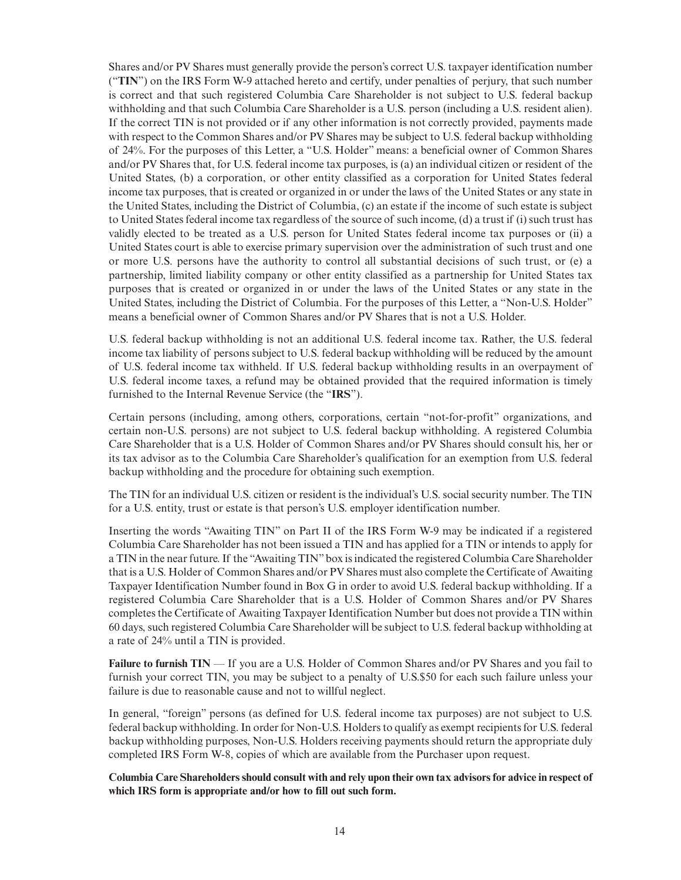Shares and/or PV Shares must generally provide the person's correct U.S. taxpayer identification number ("**TIN**") on the IRS Form W-9 attached hereto and certify, under penalties of perjury, that such number is correct and that such registered Columbia Care Shareholder is not subject to U.S. federal backup withholding and that such Columbia Care Shareholder is a U.S. person (including a U.S. resident alien). If the correct TIN is not provided or if any other information is not correctly provided, payments made with respect to the Common Shares and/or PV Shares may be subject to U.S. federal backup withholding of 24%. For the purposes of this Letter, a "U.S. Holder" means: a beneficial owner of Common Shares and/or PV Shares that, for U.S. federal income tax purposes, is (a) an individual citizen or resident of the United States, (b) a corporation, or other entity classified as a corporation for United States federal income tax purposes, that is created or organized in or under the laws of the United States or any state in the United States, including the District of Columbia, (c) an estate if the income of such estate is subject to United States federal income tax regardless of the source of such income, (d) a trust if (i) such trust has validly elected to be treated as a U.S. person for United States federal income tax purposes or (ii) a United States court is able to exercise primary supervision over the administration of such trust and one or more U.S. persons have the authority to control all substantial decisions of such trust, or (e) a partnership, limited liability company or other entity classified as a partnership for United States tax purposes that is created or organized in or under the laws of the United States or any state in the United States, including the District of Columbia. For the purposes of this Letter, a "Non-U.S. Holder" means a beneficial owner of Common Shares and/or PV Shares that is not a U.S. Holder.

U.S. federal backup withholding is not an additional U.S. federal income tax. Rather, the U.S. federal income tax liability of persons subject to U.S. federal backup withholding will be reduced by the amount of U.S. federal income tax withheld. If U.S. federal backup withholding results in an overpayment of U.S. federal income taxes, a refund may be obtained provided that the required information is timely furnished to the Internal Revenue Service (the "**IRS**").

Certain persons (including, among others, corporations, certain "not-for-profit" organizations, and certain non-U.S. persons) are not subject to U.S. federal backup withholding. A registered Columbia Care Shareholder that is a U.S. Holder of Common Shares and/or PV Shares should consult his, her or its tax advisor as to the Columbia Care Shareholder's qualification for an exemption from U.S. federal backup withholding and the procedure for obtaining such exemption.

The TIN for an individual U.S. citizen or resident is the individual's U.S. social security number. The TIN for a U.S. entity, trust or estate is that person's U.S. employer identification number.

Inserting the words "Awaiting TIN" on Part II of the IRS Form W-9 may be indicated if a registered Columbia Care Shareholder has not been issued a TIN and has applied for a TIN or intends to apply for a TIN in the near future. If the "Awaiting TIN" box is indicated the registered Columbia Care Shareholder that is a U.S. Holder of Common Shares and/or PV Shares must also complete the Certificate of Awaiting Taxpayer Identification Number found in Box G in order to avoid U.S. federal backup withholding. If a registered Columbia Care Shareholder that is a U.S. Holder of Common Shares and/or PV Shares completes the Certificate of Awaiting Taxpayer Identification Number but does not provide a TIN within 60 days, such registered Columbia Care Shareholder will be subject to U.S. federal backup withholding at a rate of 24% until a TIN is provided.

**Failure to furnish TIN** — If you are a U.S. Holder of Common Shares and/or PV Shares and you fail to furnish your correct TIN, you may be subject to a penalty of U.S.$50 for each such failure unless your failure is due to reasonable cause and not to willful neglect.

In general, "foreign" persons (as defined for U.S. federal income tax purposes) are not subject to U.S. federal backup withholding. In order for Non-U.S. Holders to qualify as exempt recipients for U.S. federal backup withholding purposes, Non-U.S. Holders receiving payments should return the appropriate duly completed IRS Form W-8, copies of which are available from the Purchaser upon request.

**Columbia Care Shareholders should consult with and rely upon their own tax advisors for advice in respect of which IRS form is appropriate and/or how to fill out such form.**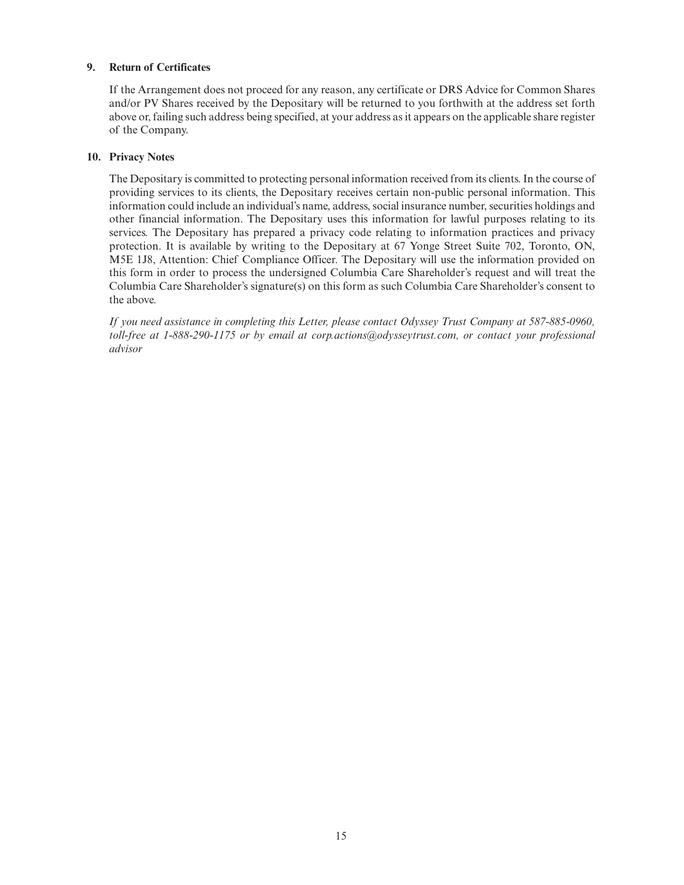## 9. Return of Certificates

If the Arrangement does not proceed for any reason, any certificate or DRS Advice for Common Shares and/or PV Shares received by the Depositary will be returned to you forthwith at the address set forth above or, failing such address being specified, at your address as it appears on the applicable share register of the Company.

## 10. Privacy Notes

The Depositary is committed to protecting personal information received from its clients. In the course of providing services to its clients, the Depositary receives certain non-public personal information. This information could include an individual's name, address, social insurance number, securities holdings and other financial information. The Depositary uses this information for lawful purposes relating to its services. The Depositary has prepared a privacy code relating to information practices and privacy protection. It is available by writing to the Depositary at 67 Yonge Street Suite 702, Toronto, ON, M5E 1J8, Attention: Chief Compliance Officer. The Depositary will use the information provided on this form in order to process the undersigned Columbia Care Shareholder's request and will treat the Columbia Care Shareholder's signature(s) on this form as such Columbia Care Shareholder's consent to the above.

*If you need assistance in completing this Letter, please contact Odyssey Trust Company at 587-885-0960, toll-free at 1-888-290-1175 or by email at corp.actions@odysseytrust.com, or contact your professional advisor*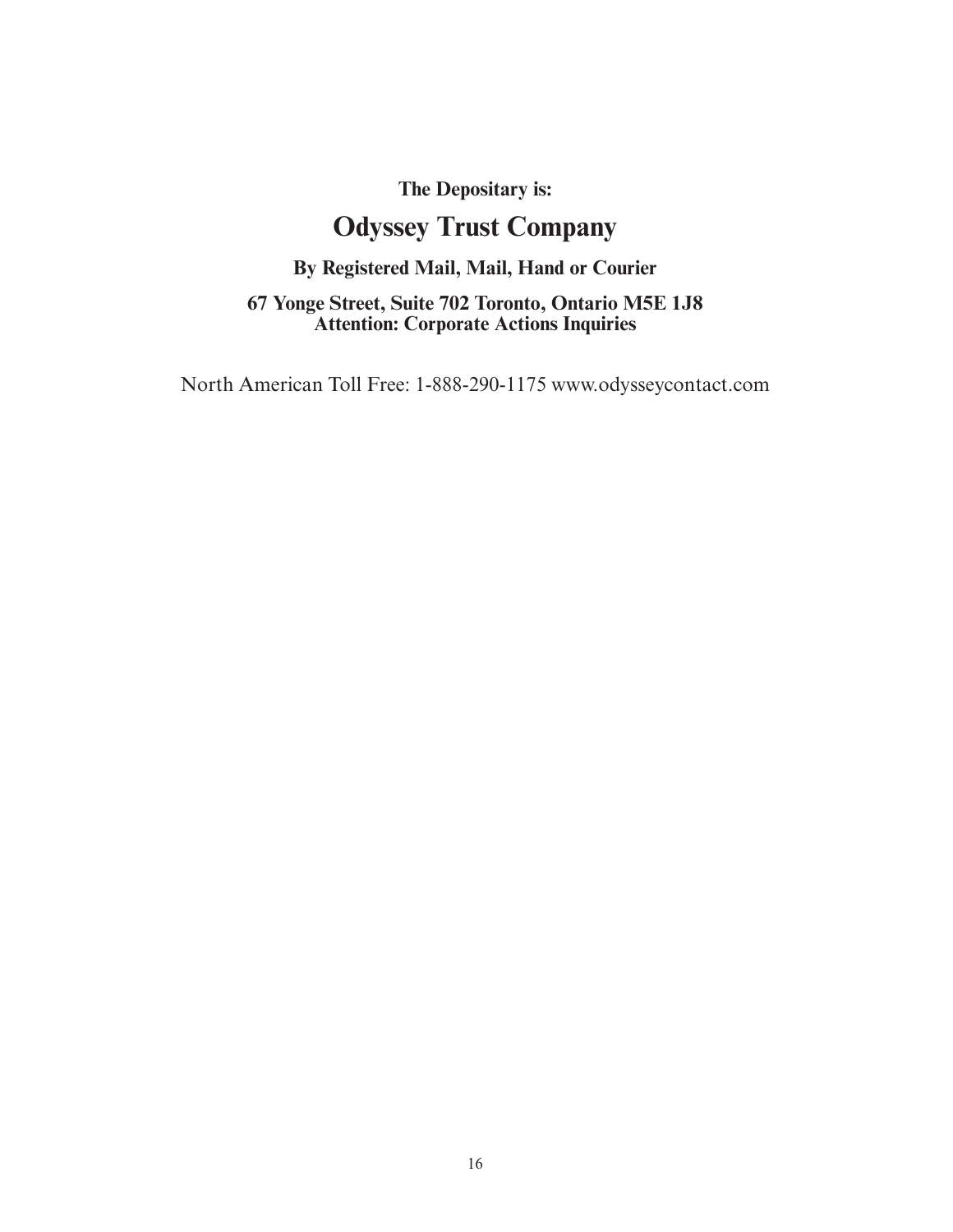**The Depositary is:**

## Odyssey Trust Company

**By Registered Mail, Mail, Hand or Courier**

**67 Yonge Street, Suite 702 Toronto, Ontario M5E 1J8**
**Attention: Corporate Actions Inquiries**

North American Toll Free: 1-888-290-1175 www.odysseycontact.com